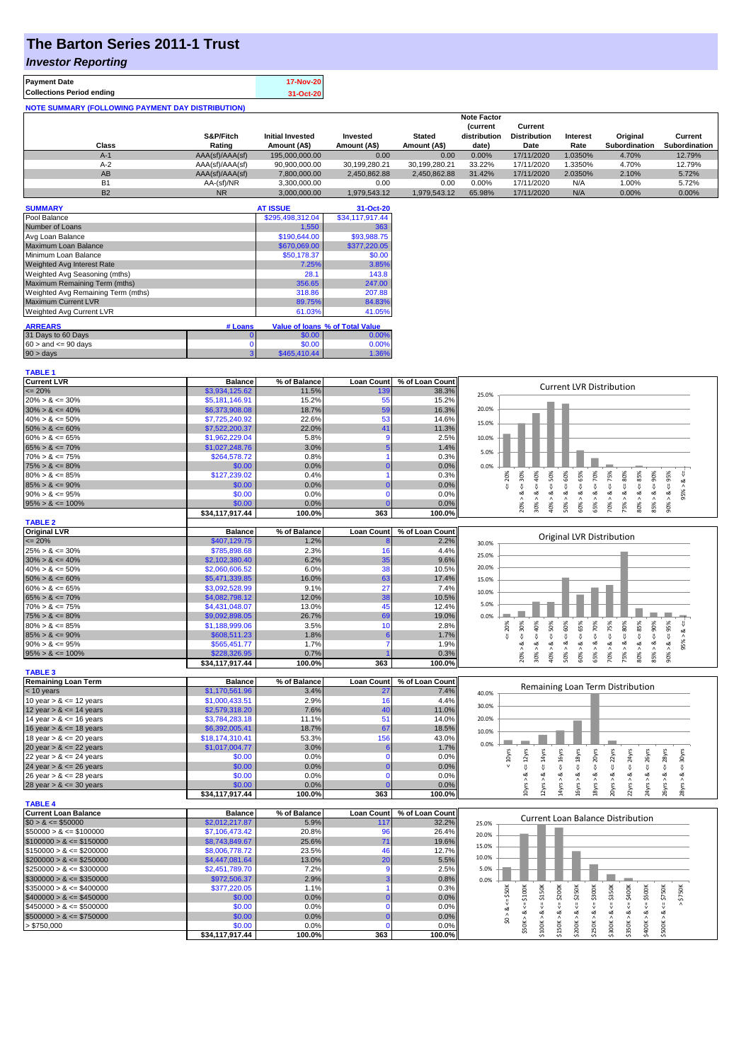# The Barton Series 2011-1 Trust

## *Investor Reporting*

| Payment Date | 17-Nov-20 |
|---|---|
| Collections Period ending | 31-Oct-20 |

**NOTE SUMMARY (FOLLOWING PAYMENT DAY DISTRIBUTION)**

| Class | S&P/Fitch Rating | Initial Invested Amount (A$) | Invested Amount (A$) | Stated Amount (A$) | Note Factor (current distribution date) | Current Distribution Date | Interest Rate | Original Subordination | Current Subordination |
|---|---|---|---|---|---|---|---|---|---|
| A-1 | AAA(sf)/AAA(sf) | 195,000,000.00 | 0.00 | 0.00 | 0.00% | 17/11/2020 | 1.0350% | 4.70% | 12.79% |
| A-2 | AAA(sf)/AAA(sf) | 90,900,000.00 | 30,199,280.21 | 30,199,280.21 | 33.22% | 17/11/2020 | 1.3350% | 4.70% | 12.79% |
| AB | AAA(sf)/AAA(sf) | 7,800,000.00 | 2,450,862.88 | 2,450,862.88 | 31.42% | 17/11/2020 | 2.0350% | 2.10% | 5.72% |
| B1 | AA-(sf)/NR | 3,300,000.00 | 0.00 | 0.00 | 0.00% | 17/11/2020 | N/A | 1.00% | 5.72% |
| B2 | NR | 3,000,000.00 | 1,979,543.12 | 1,979,543.12 | 65.98% | 17/11/2020 | N/A | 0.00% | 0.00% |

| SUMMARY | AT ISSUE | 31-Oct-20 |
|---|---|---|
| Pool Balance | $295,498,312.04 | $34,117,917.44 |
| Number of Loans | 1,550 | 363 |
| Avg Loan Balance | $190,644.00 | $93,988.75 |
| Maximum Loan Balance | $670,069.00 | $377,220.05 |
| Minimum Loan Balance | $50,178.37 | $0.00 |
| Weighted Avg Interest Rate | 7.25% | 3.85% |
| Weighted Avg Seasoning (mths) | 28.1 | 143.8 |
| Maximum Remaining Term (mths) | 356.65 | 247.00 |
| Weighted Avg Remaining Term (mths) | 318.86 | 207.88 |
| Maximum Current LVR | 89.75% | 84.83% |
| Weighted Avg Current LVR | 61.03% | 41.05% |

| ARREARS | # Loans | Value of loans | % of Total Value |
|---|---|---|---|
| 31 Days to 60 Days | 0 | $0.00 | 0.00% |
| $60 >$ and $<= 90$ days | 0 | $0.00 | 0.00% |
| $90 >$ days | 3 | $465,410.44 | 1.36% |

**TABLE 1**

| Current LVR | Balance | % of Balance | Loan Count | % of Loan Count |
|---|---|---|---|---|
| <= 20% | $3,934,125.62 | 11.5% | 139 | 38.3% |
| 20% > & <= 30% | $5,181,146.91 | 15.2% | 55 | 15.2% |
| 30% > & <= 40% | $6,373,908.08 | 18.7% | 59 | 16.3% |
| 40% > & <= 50% | $7,725,240.92 | 22.6% | 53 | 14.6% |
| 50% > & <= 60% | $7,522,200.37 | 22.0% | 41 | 11.3% |
| 60% > & <= 65% | $1,962,229.04 | 5.8% | 9 | 2.5% |
| 65% > & <= 70% | $1,027,248.76 | 3.0% | 5 | 1.4% |
| 70% > & <= 75% | $264,578.72 | 0.8% | 1 | 0.3% |
| 75% > & <= 80% | $0.00 | 0.0% | 0 | 0.0% |
| 80% > & <= 85% | $127,239.02 | 0.4% | 1 | 0.3% |
| 85% > & <= 90% | $0.00 | 0.0% | 0 | 0.0% |
| 90% > & <= 95% | $0.00 | 0.0% | 0 | 0.0% |
| 95% > & <= 100% | $0.00 | 0.0% | 0 | 0.0% |
| | $34,117,917.44 | 100.0% | 363 | 100.0% |

**TABLE 2**

| Original LVR | Balance | % of Balance | Loan Count | % of Loan Count |
|---|---|---|---|---|
| <= 20% | $407,129.75 | 1.2% | 8 | 2.2% |
| 25% > & <= 30% | $785,898.68 | 2.3% | 16 | 4.4% |
| 30% > & <= 40% | $2,102,380.40 | 6.2% | 35 | 9.6% |
| 40% > & <= 50% | $2,060,606.52 | 6.0% | 38 | 10.5% |
| 50% > & <= 60% | $5,471,339.85 | 16.0% | 63 | 17.4% |
| 60% > & <= 65% | $3,092,528.99 | 9.1% | 27 | 7.4% |
| 65% > & <= 70% | $4,082,798.12 | 12.0% | 38 | 10.5% |
| 70% > & <= 75% | $4,431,048.07 | 13.0% | 45 | 12.4% |
| 75% > & <= 80% | $9,092,898.05 | 26.7% | 69 | 19.0% |
| 80% > & <= 85% | $1,188,999.06 | 3.5% | 10 | 2.8% |
| 85% > & <= 90% | $608,511.23 | 1.8% | 6 | 1.7% |
| 90% > & <= 95% | $565,451.77 | 1.7% | 7 | 1.9% |
| 95% > & <= 100% | $228,326.95 | 0.7% | 1 | 0.3% |
| | $34,117,917.44 | 100.0% | 363 | 100.0% |

**TABLE 3**

| Remaining Loan Term | Balance | % of Balance | Loan Count | % of Loan Count |
|---|---|---|---|---|
| < 10 years | $1,170,561.96 | 3.4% | 27 | 7.4% |
| 10 year > & <= 12 years | $1,000,433.51 | 2.9% | 16 | 4.4% |
| 12 year > & <= 14 years | $2,579,318.20 | 7.6% | 40 | 11.0% |
| 14 year > & <= 16 years | $3,784,283.18 | 11.1% | 51 | 14.0% |
| 16 year > & <= 18 years | $6,392,005.41 | 18.7% | 67 | 18.5% |
| 18 year > & <= 20 years | $18,174,310.41 | 53.3% | 156 | 43.0% |
| 20 year > & <= 22 years | $1,017,004.77 | 3.0% | 6 | 1.7% |
| 22 year > & <= 24 years | $0.00 | 0.0% | 0 | 0.0% |
| 24 year > & <= 26 years | $0.00 | 0.0% | 0 | 0.0% |
| 26 year > & <= 28 years | $0.00 | 0.0% | 0 | 0.0% |
| 28 year > & <= 30 years | $0.00 | 0.0% | 0 | 0.0% |
| | $34,117,917.44 | 100.0% | 363 | 100.0% |

**TABLE 4**

| Current Loan Balance | Balance | % of Balance | Loan Count | % of Loan Count |
|---|---|---|---|---|
| $0 > & <= $50000 | $2,012,217.87 | 5.9% | 117 | 32.2% |
| $50000 > & <= $100000 | $7,106,473.42 | 20.8% | 96 | 26.4% |
| $100000 > & <= $150000 | $8,743,849.67 | 25.6% | 71 | 19.6% |
| $150000 > & <= $200000 | $8,006,778.72 | 23.5% | 46 | 12.7% |
| $200000 > & <= $250000 | $4,447,081.64 | 13.0% | 20 | 5.5% |
| $250000 > & <= $300000 | $2,451,789.70 | 7.2% | 9 | 2.5% |
| $300000 > & <= $350000 | $972,506.37 | 2.9% | 3 | 0.8% |
| $350000 > & <= $400000 | $377,220.05 | 1.1% | 1 | 0.3% |
| $400000 > & <= $450000 | $0.00 | 0.0% | 0 | 0.0% |
| $450000 > & <= $500000 | $0.00 | 0.0% | 0 | 0.0% |
| $500000 > & <= $750000 | $0.00 | 0.0% | 0 | 0.0% |
| > $750,000 | $0.00 | 0.0% | 0 | 0.0% |
| | $34,117,917.44 | 100.0% | 363 | 100.0% |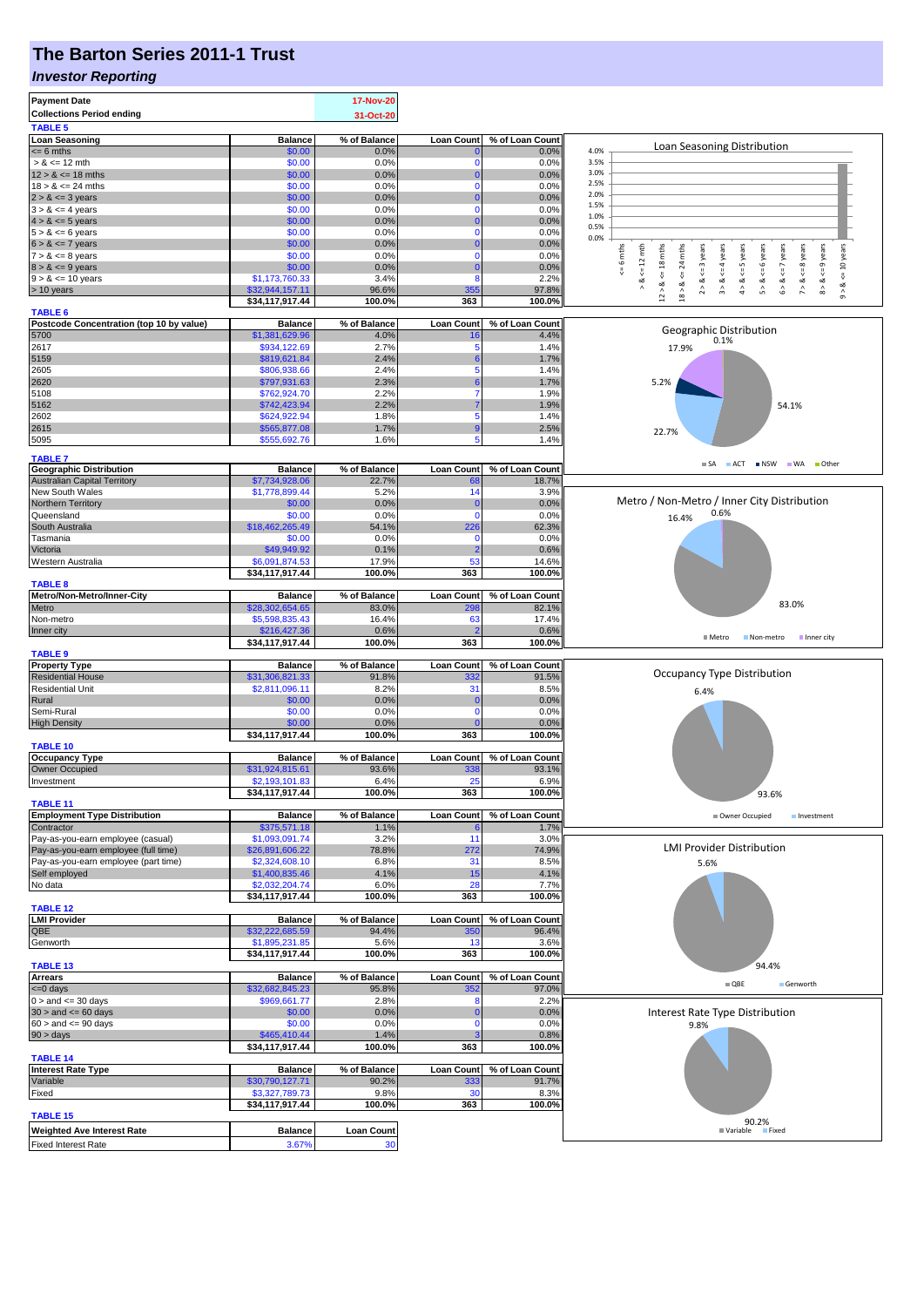# The Barton Series 2011-1 Trust

## *Investor Reporting*

| | |
|---|---|
| **Payment Date** | 17-Nov-20 |
| **Collections Period ending** | 31-Oct-20 |

**TABLE 5**

| Loan Seasoning | Balance | % of Balance | Loan Count | % of Loan Count |
|---|---|---|---|---|
| <= 6 mths | $0.00 | 0.0% | 0 | 0.0% |
| > & <= 12 mth | $0.00 | 0.0% | 0 | 0.0% |
| 12 > & <= 18 mths | $0.00 | 0.0% | 0 | 0.0% |
| 18 > & <= 24 mths | $0.00 | 0.0% | 0 | 0.0% |
| 2 > & <= 3 years | $0.00 | 0.0% | 0 | 0.0% |
| 3 > & <= 4 years | $0.00 | 0.0% | 0 | 0.0% |
| 4 > & <= 5 years | $0.00 | 0.0% | 0 | 0.0% |
| 5 > & <= 6 years | $0.00 | 0.0% | 0 | 0.0% |
| 6 > & <= 7 years | $0.00 | 0.0% | 0 | 0.0% |
| 7 > & <= 8 years | $0.00 | 0.0% | 0 | 0.0% |
| 8 > & <= 9 years | $0.00 | 0.0% | 0 | 0.0% |
| 9 > & <= 10 years | $1,173,760.33 | 3.4% | 8 | 2.2% |
| > 10 years | $32,944,157.11 | 96.6% | 355 | 97.8% |
| | **$34,117,917.44** | **100.0%** | **363** | **100.0%** |

**TABLE 6**

| Postcode Concentration (top 10 by value) | Balance | % of Balance | Loan Count | % of Loan Count |
|---|---|---|---|---|
| 5700 | $1,381,629.96 | 4.0% | 16 | 4.4% |
| 2617 | $934,122.69 | 2.7% | 5 | 1.4% |
| 5159 | $819,621.84 | 2.4% | 6 | 1.7% |
| 2605 | $806,938.66 | 2.4% | 5 | 1.4% |
| 2620 | $797,931.63 | 2.3% | 6 | 1.7% |
| 5108 | $762,924.70 | 2.2% | 7 | 1.9% |
| 5162 | $742,423.94 | 2.2% | 7 | 1.9% |
| 2602 | $624,922.94 | 1.8% | 5 | 1.4% |
| 2615 | $565,877.08 | 1.7% | 9 | 2.5% |
| 5095 | $555,692.76 | 1.6% | 5 | 1.4% |

**TABLE 7**

| Geographic Distribution | Balance | % of Balance | Loan Count | % of Loan Count |
|---|---|---|---|---|
| Australian Capital Territory | $7,734,928.06 | 22.7% | 68 | 18.7% |
| New South Wales | $1,778,899.44 | 5.2% | 14 | 3.9% |
| Northern Territory | $0.00 | 0.0% | 0 | 0.0% |
| Queensland | $0.00 | 0.0% | 0 | 0.0% |
| South Australia | $18,462,265.49 | 54.1% | 226 | 62.3% |
| Tasmania | $0.00 | 0.0% | 0 | 0.0% |
| Victoria | $49,949.92 | 0.1% | 2 | 0.6% |
| Western Australia | $6,091,874.53 | 17.9% | 53 | 14.6% |
| | **$34,117,917.44** | **100.0%** | **363** | **100.0%** |

**TABLE 8**

| Metro/Non-Metro/Inner-City | Balance | % of Balance | Loan Count | % of Loan Count |
|---|---|---|---|---|
| Metro | $28,302,654.65 | 83.0% | 298 | 82.1% |
| Non-metro | $5,598,835.43 | 16.4% | 63 | 17.4% |
| Inner city | $216,427.36 | 0.6% | 2 | 0.6% |
| | **$34,117,917.44** | **100.0%** | **363** | **100.0%** |

**TABLE 9**

| Property Type | Balance | % of Balance | Loan Count | % of Loan Count |
|---|---|---|---|---|
| Residential House | $31,306,821.33 | 91.8% | 332 | 91.5% |
| Residential Unit | $2,811,096.11 | 8.2% | 31 | 8.5% |
| Rural | $0.00 | 0.0% | 0 | 0.0% |
| Semi-Rural | $0.00 | 0.0% | 0 | 0.0% |
| High Density | $0.00 | 0.0% | 0 | 0.0% |
| | **$34,117,917.44** | **100.0%** | **363** | **100.0%** |

**TABLE 10**

| Occupancy Type | Balance | % of Balance | Loan Count | % of Loan Count |
|---|---|---|---|---|
| Owner Occupied | $31,924,815.61 | 93.6% | 338 | 93.1% |
| Investment | $2,193,101.83 | 6.4% | 25 | 6.9% |
| | **$34,117,917.44** | **100.0%** | **363** | **100.0%** |

**TABLE 11**

| Employment Type Distribution | Balance | % of Balance | Loan Count | % of Loan Count |
|---|---|---|---|---|
| Contractor | $375,571.18 | 1.1% | 6 | 1.7% |
| Pay-as-you-earn employee (casual) | $1,093,091.74 | 3.2% | 11 | 3.0% |
| Pay-as-you-earn employee (full time) | $26,891,606.22 | 78.8% | 272 | 74.9% |
| Pay-as-you-earn employee (part time) | $2,324,608.10 | 6.8% | 31 | 8.5% |
| Self employed | $1,400,835.46 | 4.1% | 15 | 4.1% |
| No data | $2,032,204.74 | 6.0% | 28 | 7.7% |
| | **$34,117,917.44** | **100.0%** | **363** | **100.0%** |

**TABLE 12**

| LMI Provider | Balance | % of Balance | Loan Count | % of Loan Count |
|---|---|---|---|---|
| QBE | $32,222,685.59 | 94.4% | 350 | 96.4% |
| Genworth | $1,895,231.85 | 5.6% | 13 | 3.6% |
| | **$34,117,917.44** | **100.0%** | **363** | **100.0%** |

**TABLE 13**

| Arrears | Balance | % of Balance | Loan Count | % of Loan Count |
|---|---|---|---|---|
| <=0 days | $32,682,845.23 | 95.8% | 352 | 97.0% |
| 0 > and <= 30 days | $969,661.77 | 2.8% | 8 | 2.2% |
| 30 > and <= 60 days | $0.00 | 0.0% | 0 | 0.0% |
| 60 > and <= 90 days | $0.00 | 0.0% | 0 | 0.0% |
| 90 > days | $465,410.44 | 1.4% | 3 | 0.8% |
| | **$34,117,917.44** | **100.0%** | **363** | **100.0%** |

**TABLE 14**

| Interest Rate Type | Balance | % of Balance | Loan Count | % of Loan Count |
|---|---|---|---|---|
| Variable | $30,790,127.71 | 90.2% | 333 | 91.7% |
| Fixed | $3,327,789.73 | 9.8% | 30 | 8.3% |
| | **$34,117,917.44** | **100.0%** | **363** | **100.0%** |

**TABLE 15**

| Weighted Ave Interest Rate | Balance | Loan Count |
|---|---|---|
| Fixed Interest Rate | 3.67% | 30 |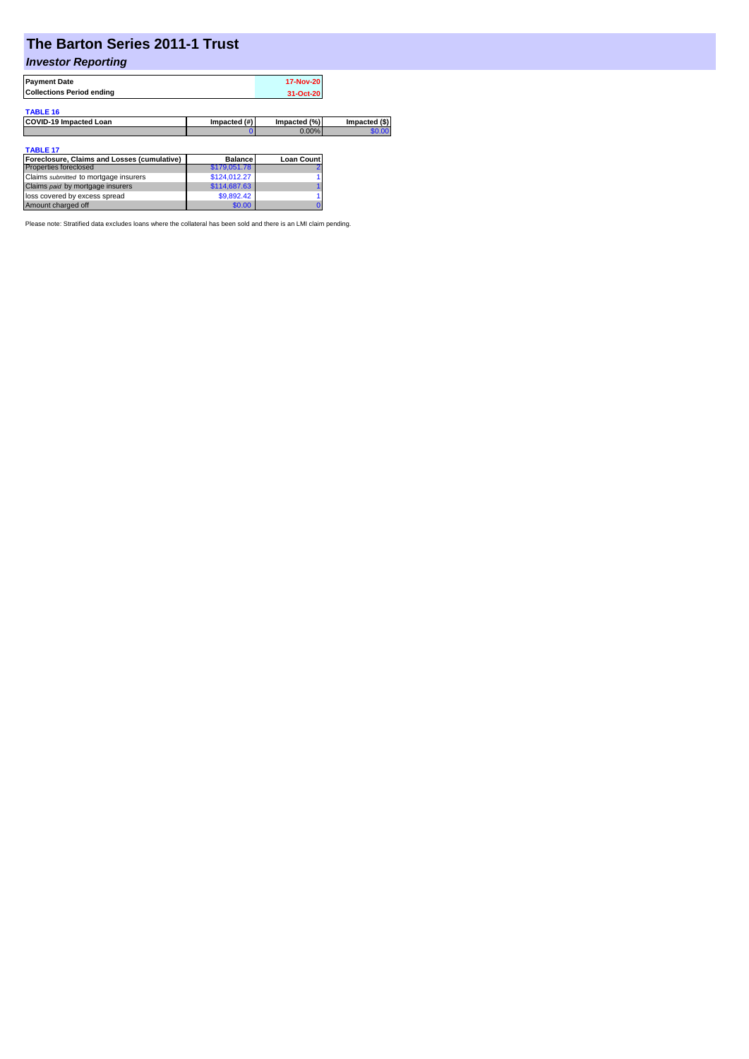# The Barton Series 2011-1 Trust

## *Investor Reporting*

| | |
|---|---|
| **Payment Date** | **17-Nov-20** |
| **Collections Period ending** | **31-Oct-20** |

**TABLE 16**

| COVID-19 Impacted Loan | Impacted (#) | Impacted (%) | Impacted ($) |
|---|---|---|---|
| | 0 | 0.00% | $0.00 |

**TABLE 17**

| Foreclosure, Claims and Losses (cumulative) | Balance | Loan Count |
|---|---|---|
| Properties foreclosed | $179,051.78 | 2 |
| Claims *submitted* to mortgage insurers | $124,012.27 | 1 |
| Claims *paid* by mortgage insurers | $114,687.63 | 1 |
| loss covered by excess spread | $9,892.42 | 1 |
| Amount charged off | $0.00 | 0 |

Please note: Stratified data excludes loans where the collateral has been sold and there is an LMI claim pending.